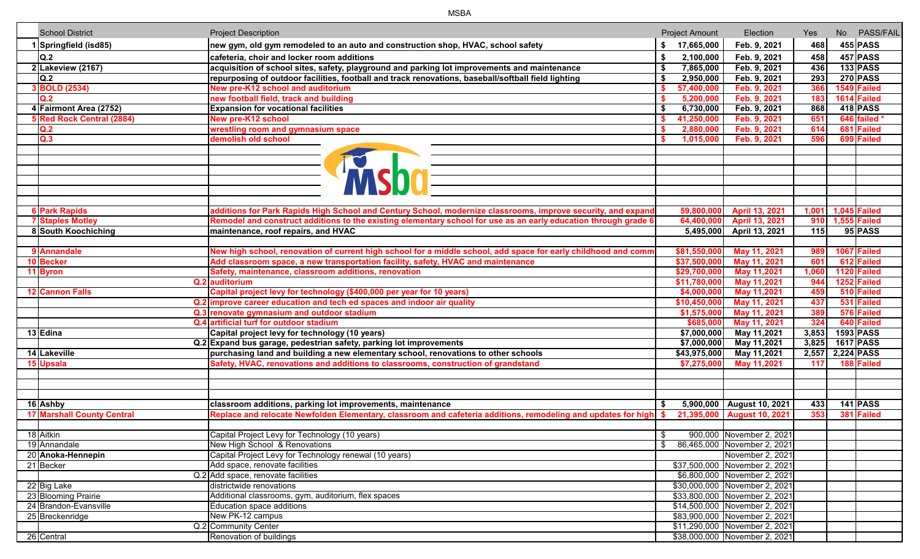MSBA

| | School District | Project Description | Project Amount | Election | Yes | No | PASS/FAIL |
|---|---|---|---|---|---|---|---|
| 1 | Springfield (isd85) | new gym, old gym remodeled to an auto and construction shop, HVAC, school safety | $ 17,665,000 | Feb. 9, 2021 | 468 | 455 | PASS |
| | Q.2 | cafeteria, choir and locker room additions | $ 2,100,000 | Feb. 9, 2021 | 458 | 457 | PASS |
| 2 | Lakeview (2167) | acquisition of school sites, safety, playground and parking lot improvements and maintenance | $ 7,865,000 | Feb. 9, 2021 | 436 | 133 | PASS |
| | Q.2 | repurposing of outdoor facilities, football and track renovations, baseball/softball field lighting | $ 2,950,000 | Feb. 9, 2021 | 293 | 270 | PASS |
| 3 | BOLD (2534) | New pre-K12 school and auditorium | $ 57,400,000 | Feb. 9, 2021 | 366 | 1549 | Failed |
| | Q.2 | new football field, track and building | $ 5,200,000 | Feb. 9, 2021 | 183 | 1614 | Failed |
| 4 | Fairmont Area (2752) | Expansion for vocational facilities | $ 6,730,000 | Feb. 9, 2021 | 868 | 418 | PASS |
| 5 | Red Rock Central (2884) | New pre-K12 school | $ 41,250,000 | Feb. 9, 2021 | 651 | 646 | failed * |
| | Q.2 | wrestling room and gymnasium space | $ 2,880,000 | Feb. 9, 2021 | 614 | 681 | Failed |
| | Q.3 | demolish old school | $ 1,015,000 | Feb. 9, 2021 | 596 | 699 | Failed |
| 6 | Park Rapids | additions for Park Rapids High School and Century School, modernize classrooms, improve security, and expand | 59,800,000 | April 13, 2021 | 1,001 | 1,045 | Failed |
| 7 | Staples Motley | Remodel and construct additions to the existing elementary school for use as an early education through grade 6 | 64,400,000 | April 13, 2021 | 910 | 1,555 | Failed |
| 8 | South Koochiching | maintenance, roof repairs, and HVAC | 5,495,000 | April 13, 2021 | 115 | 95 | PASS |
| 9 | Annandale | New high school, renovation of current high school for a middle school, add space for early childhood and comm | $81,550,000 | May 11, 2021 | 989 | 1067 | Failed |
| 10 | Becker | Add classroom space, a new transportation facility, safety, HVAC and maintenance | $37,500,000 | May 11, 2021 | 601 | 612 | Failed |
| 11 | Byron | Safety, maintenance, classroom additions, renovation | $29,700,000 | May 11,2021 | 1,060 | 1120 | Failed |
| | Q.2 | auditorium | $11,780,000 | May 11,2021 | 944 | 1252 | Failed |
| 12 | Cannon Falls | Capital project levy for technology ($400,000 per year for 10 years) | $4,000,000 | May 11,2021 | 459 | 510 | Failed |
| | Q.2 | improve career education and tech ed spaces and indoor air quality | $10,450,000 | May 11, 2021 | 437 | 531 | Failed |
| | Q.3 | renovate gymnasium and outdoor stadium | $1,575,000 | May 11, 2021 | 389 | 576 | Failed |
| | Q.4 | artificial turf for outdoor stadium | $685,000 | May 11, 2021 | 324 | 640 | Failed |
| 13 | Edina | Capital project levy for technology (10 years) | $7,000,000 | May 11,2021 | 3,853 | 1593 | PASS |
| | Q.2 | Expand bus garage, pedestrian safety, parking lot improvements | $7,000,000 | May 11,2021 | 3,825 | 1617 | PASS |
| 14 | Lakeville | purchasing land and building a new elementary school, renovations to other schools | $43,975,000 | May 11,2021 | 2,557 | 2,224 | PASS |
| 15 | Upsala | Safety, HVAC, renovations and additions to classrooms, construction of grandstand | $7,275,000 | May 11,2021 | 117 | 188 | Failed |
| 16 | Ashby | classroom additions, parking lot improvements, maintenance | $ 5,900,000 | August 10, 2021 | 433 | 141 | PASS |
| 17 | Marshall County Central | Replace and relocate Newfolden Elementary, classroom and cafeteria additions, remodeling and updates for high | $ 21,395,000 | August 10, 2021 | 353 | 381 | Failed |
| 18 | Aitkin | Capital Project Levy for Technology (10 years) | $ 900,000 | November 2, 2021 | | | |
| 19 | Annandale | New High School & Renovations | $ 86,465,000 | November 2, 2021 | | | |
| 20 | Anoka-Hennepin | Capital Project Levy for Technology renewal (10 years) | | November 2, 2021 | | | |
| 21 | Becker | Add space, renovate facilities | $37,500,000 | November 2, 2021 | | | |
| | Q.2 | Add space, renovate facilities | $6,800,000 | November 2, 2021 | | | |
| 22 | Big Lake | districtwide renovations | $30,000,000 | November 2, 2021 | | | |
| 23 | Blooming Prairie | Additional classrooms, gym, auditorium, flex spaces | $33,800,000 | November 2, 2021 | | | |
| 24 | Brandon-Evansville | Education space additions | $14,500,000 | November 2, 2021 | | | |
| 25 | Breckenridge | New PK-12 campus | $83,900,000 | November 2, 2021 | | | |
| | Q.2 | Community Center | $11,290,000 | November 2, 2021 | | | |
| 26 | Central | Renovation of buildings | $38,000,000 | November 2, 2021 | | | |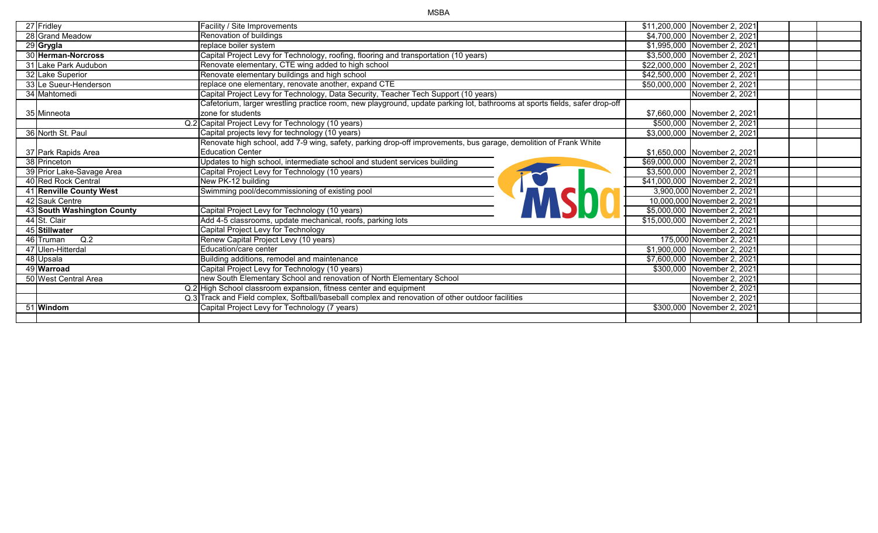| | | | | | | | |
|---|---|---|---|---|---|---|---|
| 27 | Fridley | Facility / Site Improvements | $11,200,000 | November 2, 2021 | | | |
| 28 | Grand Meadow | Renovation of buildings | $4,700,000 | November 2, 2021 | | | |
| 29 | **Grygla** | replace boiler system | $1,995,000 | November 2, 2021 | | | |
| 30 | **Herman-Norcross** | Capital Project Levy for Technology, roofing, flooring and transportation (10 years) | $3,500,000 | November 2, 2021 | | | |
| 31 | Lake Park Audubon | Renovate elementary, CTE wing added to high school | $22,000,000 | November 2, 2021 | | | |
| 32 | Lake Superior | Renovate elementary buildings and high school | $42,500,000 | November 2, 2021 | | | |
| 33 | Le Sueur-Henderson | replace one elementary, renovate another, expand CTE | $50,000,000 | November 2, 2021 | | | |
| 34 | Mahtomedi | Capital Project Levy for Technology, Data Security, Teacher Tech Support (10 years) | | November 2, 2021 | | | |
| 35 | Minneota | Cafetorium, larger wrestling practice room, new playground, update parking lot, bathrooms at sports fields, safer drop-off zone for students | $7,660,000 | November 2, 2021 | | | |
| | Q.2 | Capital Project Levy for Technology (10 years) | $500,000 | November 2, 2021 | | | |
| 36 | North St. Paul | Capital projects levy for technology (10 years) | $3,000,000 | November 2, 2021 | | | |
| 37 | Park Rapids Area | Renovate high school, add 7-9 wing, safety, parking drop-off improvements, bus garage, demolition of Frank White Education Center | $1,650,000 | November 2, 2021 | | | |
| 38 | Princeton | Updates to high school, intermediate school and student services building | $69,000,000 | November 2, 2021 | | | |
| 39 | Prior Lake-Savage Area | Capital Project Levy for Technology (10 years) | $3,500,000 | November 2, 2021 | | | |
| 40 | Red Rock Central | New PK-12 building | $41,000,000 | November 2, 2021 | | | |
| 41 | **Renville County West** | Swimming pool/decommissioning of existing pool | 3,900,000 | November 2, 2021 | | | |
| 42 | Sauk Centre | | 10,000,000 | November 2, 2021 | | | |
| 43 | **South Washington County** | Capital Project Levy for Technology (10 years) | $5,000,000 | November 2, 2021 | | | |
| 44 | St. Clair | Add 4-5 classrooms, update mechanical, roofs, parking lots | $15,000,000 | November 2, 2021 | | | |
| 45 | **Stillwater** | Capital Project Levy for Technology | | November 2, 2021 | | | |
| 46 | Truman Q.2 | Renew Capital Project Levy (10 years) | 175,000 | November 2, 2021 | | | |
| 47 | Ulen-Hitterdal | Education/care center | $1,900,000 | November 2, 2021 | | | |
| 48 | Upsala | Building additions, remodel and maintenance | $7,600,000 | November 2, 2021 | | | |
| 49 | **Warroad** | Capital Project Levy for Technology (10 years) | $300,000 | November 2, 2021 | | | |
| 50 | West Central Area | new South Elementary School and renovation of North Elementary School | | November 2, 2021 | | | |
| | Q.2 | High School classroom expansion, fitness center and equipment | | November 2, 2021 | | | |
| | Q.3 | Track and Field complex, Softball/baseball complex and renovation of other outdoor facilities | | November 2, 2021 | | | |
| 51 | **Windom** | Capital Project Levy for Technology (7 years) | $300,000 | November 2, 2021 | | | |
| | | | | | | | |